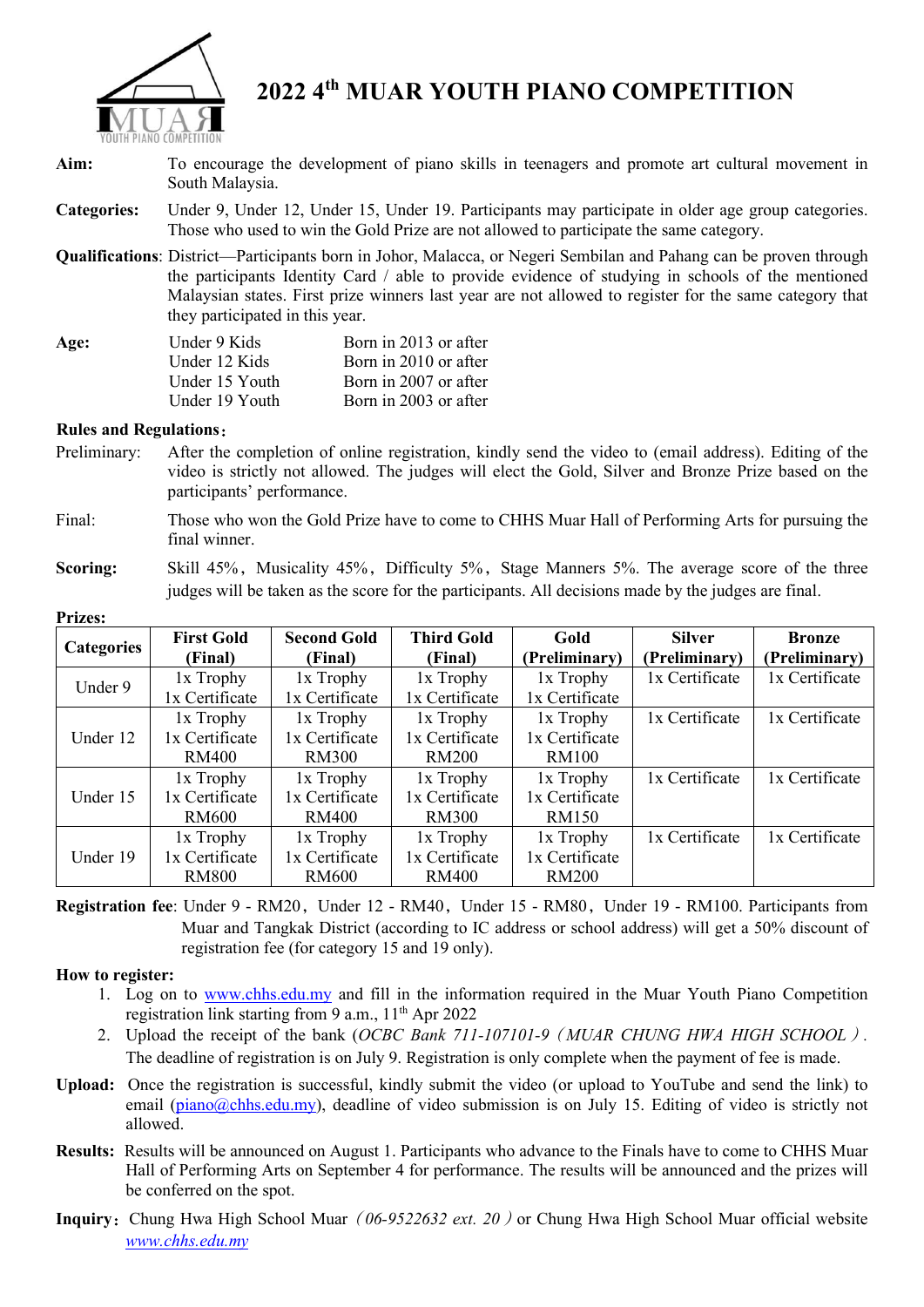# 2022 4th MUAR YOUTH PIANO COMPETITION

**Aim:** To encourage the development of piano skills in teenagers and promote art cultural movement in South Malaysia.

**Categories:** Under 9, Under 12, Under 15, Under 19. Participants may participate in older age group categories. Those who used to win the Gold Prize are not allowed to participate the same category.

**Qualifications**: District—Participants born in Johor, Malacca, or Negeri Sembilan and Pahang can be proven through the participants Identity Card / able to provide evidence of studying in schools of the mentioned Malaysian states. First prize winners last year are not allowed to register for the same category that they participated in this year.

**Age:**

| | |
|---|---|
| Under 9 Kids | Born in 2013 or after |
| Under 12 Kids | Born in 2010 or after |
| Under 15 Youth | Born in 2007 or after |
| Under 19 Youth | Born in 2003 or after |

**Rules and Regulations**：

Preliminary: After the completion of online registration, kindly send the video to (email address). Editing of the video is strictly not allowed. The judges will elect the Gold, Silver and Bronze Prize based on the participants' performance.

Final: Those who won the Gold Prize have to come to CHHS Muar Hall of Performing Arts for pursuing the final winner.

**Scoring:** Skill 45%，Musicality 45%，Difficulty 5%，Stage Manners 5%. The average score of the three judges will be taken as the score for the participants. All decisions made by the judges are final.

**Prizes:**

| Categories | First Gold (Final) | Second Gold (Final) | Third Gold (Final) | Gold (Preliminary) | Silver (Preliminary) | Bronze (Preliminary) |
|---|---|---|---|---|---|---|
| Under 9 | 1x Trophy<br>1x Certificate | 1x Trophy<br>1x Certificate | 1x Trophy<br>1x Certificate | 1x Trophy<br>1x Certificate | 1x Certificate | 1x Certificate |
| Under 12 | 1x Trophy<br>1x Certificate<br>RM400 | 1x Trophy<br>1x Certificate<br>RM300 | 1x Trophy<br>1x Certificate<br>RM200 | 1x Trophy<br>1x Certificate<br>RM100 | 1x Certificate | 1x Certificate |
| Under 15 | 1x Trophy<br>1x Certificate<br>RM600 | 1x Trophy<br>1x Certificate<br>RM400 | 1x Trophy<br>1x Certificate<br>RM300 | 1x Trophy<br>1x Certificate<br>RM150 | 1x Certificate | 1x Certificate |
| Under 19 | 1x Trophy<br>1x Certificate<br>RM800 | 1x Trophy<br>1x Certificate<br>RM600 | 1x Trophy<br>1x Certificate<br>RM400 | 1x Trophy<br>1x Certificate<br>RM200 | 1x Certificate | 1x Certificate |

**Registration fee**: Under 9 - RM20，Under 12 - RM40，Under 15 - RM80，Under 19 - RM100. Participants from Muar and Tangkak District (according to IC address or school address) will get a 50% discount of registration fee (for category 15 and 19 only).

**How to register:**

1. Log on to www.chhs.edu.my and fill in the information required in the Muar Youth Piano Competition registration link starting from 9 a.m., 11th Apr 2022
2. Upload the receipt of the bank (*OCBC Bank 711-107101-9（MUAR CHUNG HWA HIGH SCHOOL）*. The deadline of registration is on July 9. Registration is only complete when the payment of fee is made.

**Upload:** Once the registration is successful, kindly submit the video (or upload to YouTube and send the link) to email (piano@chhs.edu.my), deadline of video submission is on July 15. Editing of video is strictly not allowed.

**Results:** Results will be announced on August 1. Participants who advance to the Finals have to come to CHHS Muar Hall of Performing Arts on September 4 for performance. The results will be announced and the prizes will be conferred on the spot.

**Inquiry**：Chung Hwa High School Muar *（06-9522632 ext. 20）*or Chung Hwa High School Muar official website *www.chhs.edu.my*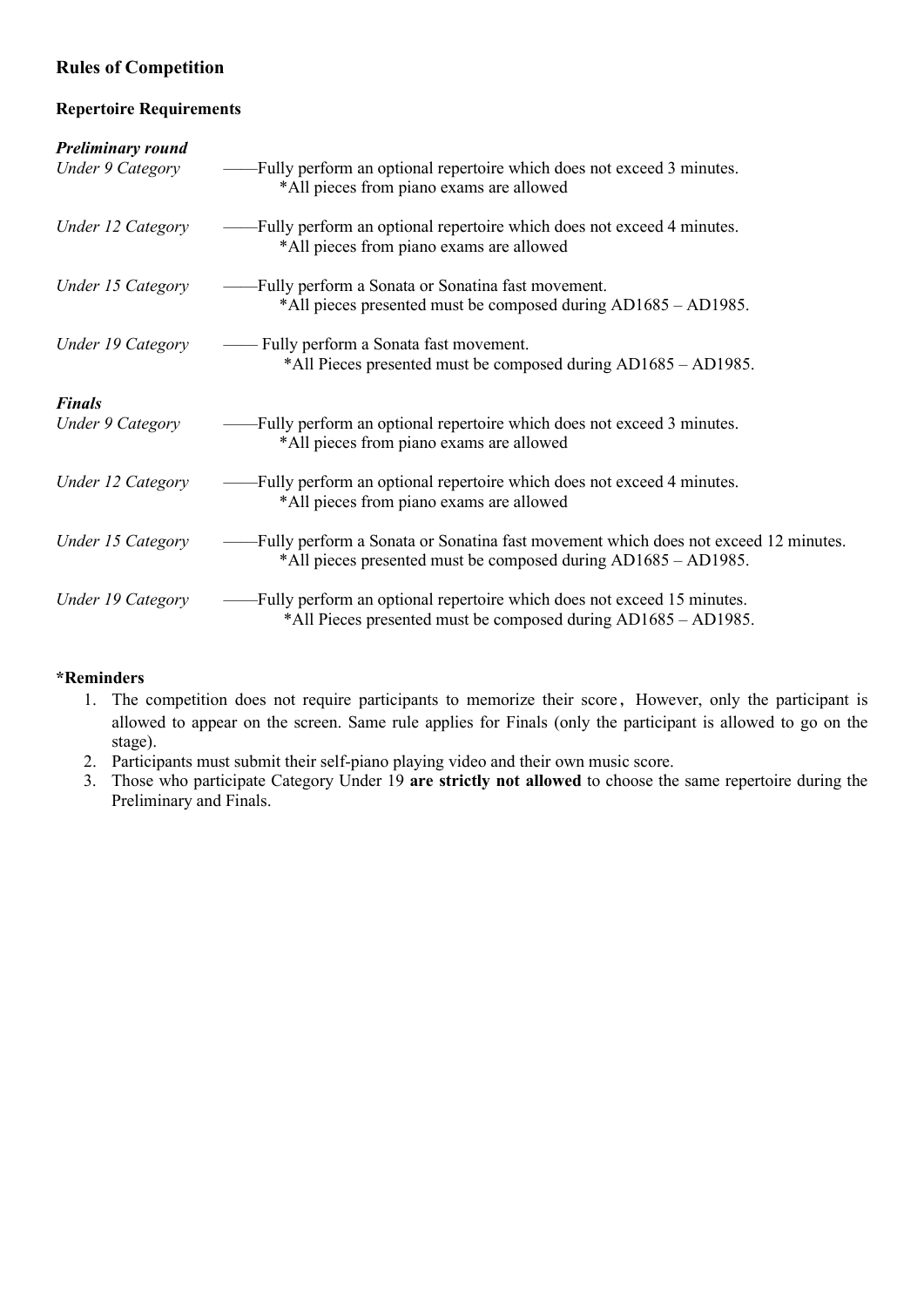## Rules of Competition

### Repertoire Requirements

***Preliminary round***

*Under 9 Category* ——Fully perform an optional repertoire which does not exceed 3 minutes.
*All pieces from piano exams are allowed

*Under 12 Category* ——Fully perform an optional repertoire which does not exceed 4 minutes.
*All pieces from piano exams are allowed

*Under 15 Category* ——Fully perform a Sonata or Sonatina fast movement.
*All pieces presented must be composed during AD1685 – AD1985.

*Under 19 Category* —— Fully perform a Sonata fast movement.
*All Pieces presented must be composed during AD1685 – AD1985.

***Finals***

*Under 9 Category* ——Fully perform an optional repertoire which does not exceed 3 minutes.
*All pieces from piano exams are allowed

*Under 12 Category* ——Fully perform an optional repertoire which does not exceed 4 minutes.
*All pieces from piano exams are allowed

*Under 15 Category* ——Fully perform a Sonata or Sonatina fast movement which does not exceed 12 minutes.
*All pieces presented must be composed during AD1685 – AD1985.

*Under 19 Category* ——Fully perform an optional repertoire which does not exceed 15 minutes.
*All Pieces presented must be composed during AD1685 – AD1985.

**\*Reminders**

1. The competition does not require participants to memorize their score，However, only the participant is allowed to appear on the screen. Same rule applies for Finals (only the participant is allowed to go on the stage).
2. Participants must submit their self-piano playing video and their own music score.
3. Those who participate Category Under 19 **are strictly not allowed** to choose the same repertoire during the Preliminary and Finals.